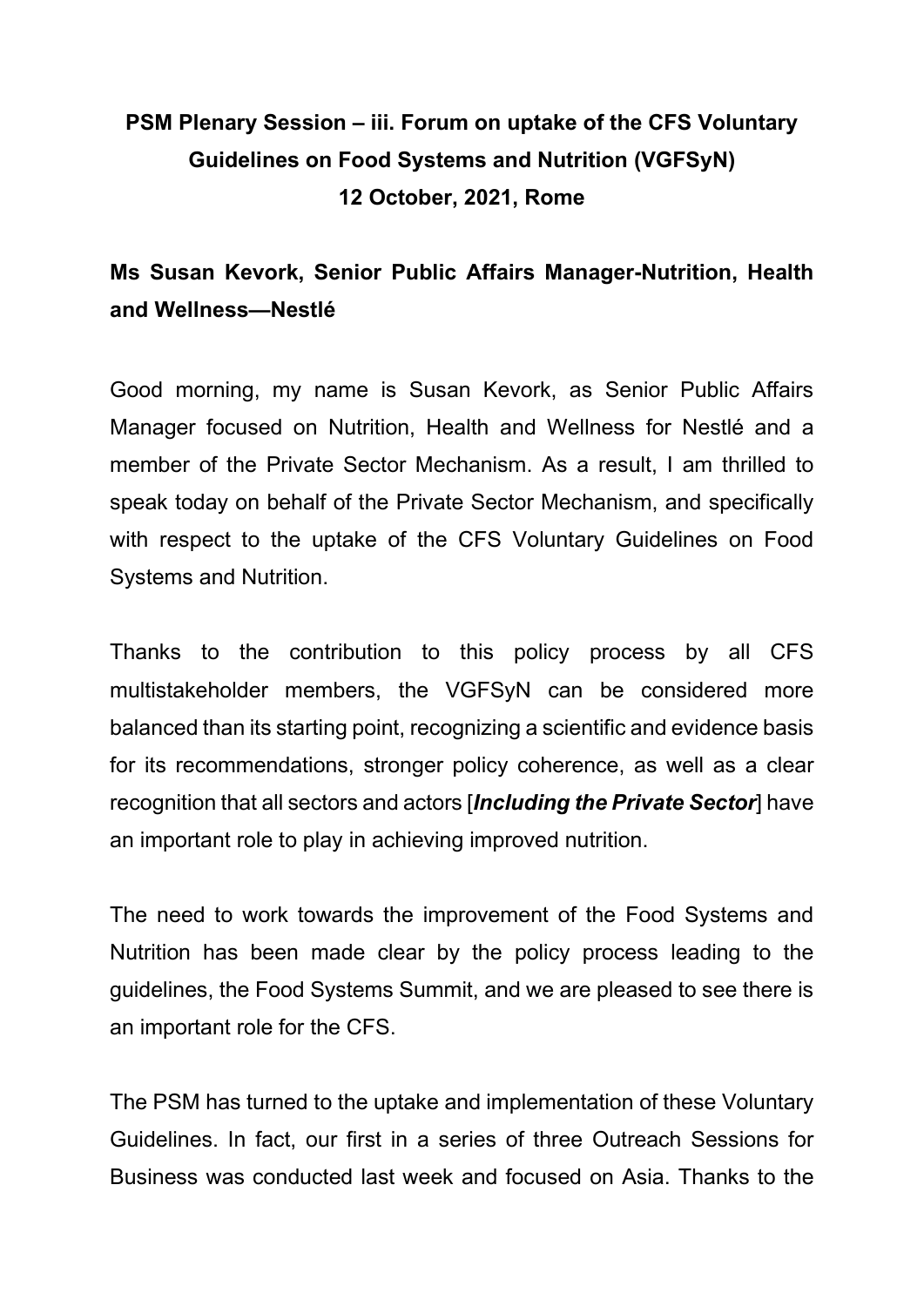**PSM Plenary Session – iii. Forum on uptake of the CFS Voluntary Guidelines on Food Systems and Nutrition (VGFSyN)**
**12 October, 2021, Rome**

**Ms Susan Kevork, Senior Public Affairs Manager-Nutrition, Health and Wellness—Nestlé**

Good morning, my name is Susan Kevork, as Senior Public Affairs Manager focused on Nutrition, Health and Wellness for Nestlé and a member of the Private Sector Mechanism. As a result, I am thrilled to speak today on behalf of the Private Sector Mechanism, and specifically with respect to the uptake of the CFS Voluntary Guidelines on Food Systems and Nutrition.

Thanks to the contribution to this policy process by all CFS multistakeholder members, the VGFSyN can be considered more balanced than its starting point, recognizing a scientific and evidence basis for its recommendations, stronger policy coherence, as well as a clear recognition that all sectors and actors [***Including the Private Sector***] have an important role to play in achieving improved nutrition.

The need to work towards the improvement of the Food Systems and Nutrition has been made clear by the policy process leading to the guidelines, the Food Systems Summit, and we are pleased to see there is an important role for the CFS.

The PSM has turned to the uptake and implementation of these Voluntary Guidelines. In fact, our first in a series of three Outreach Sessions for Business was conducted last week and focused on Asia. Thanks to the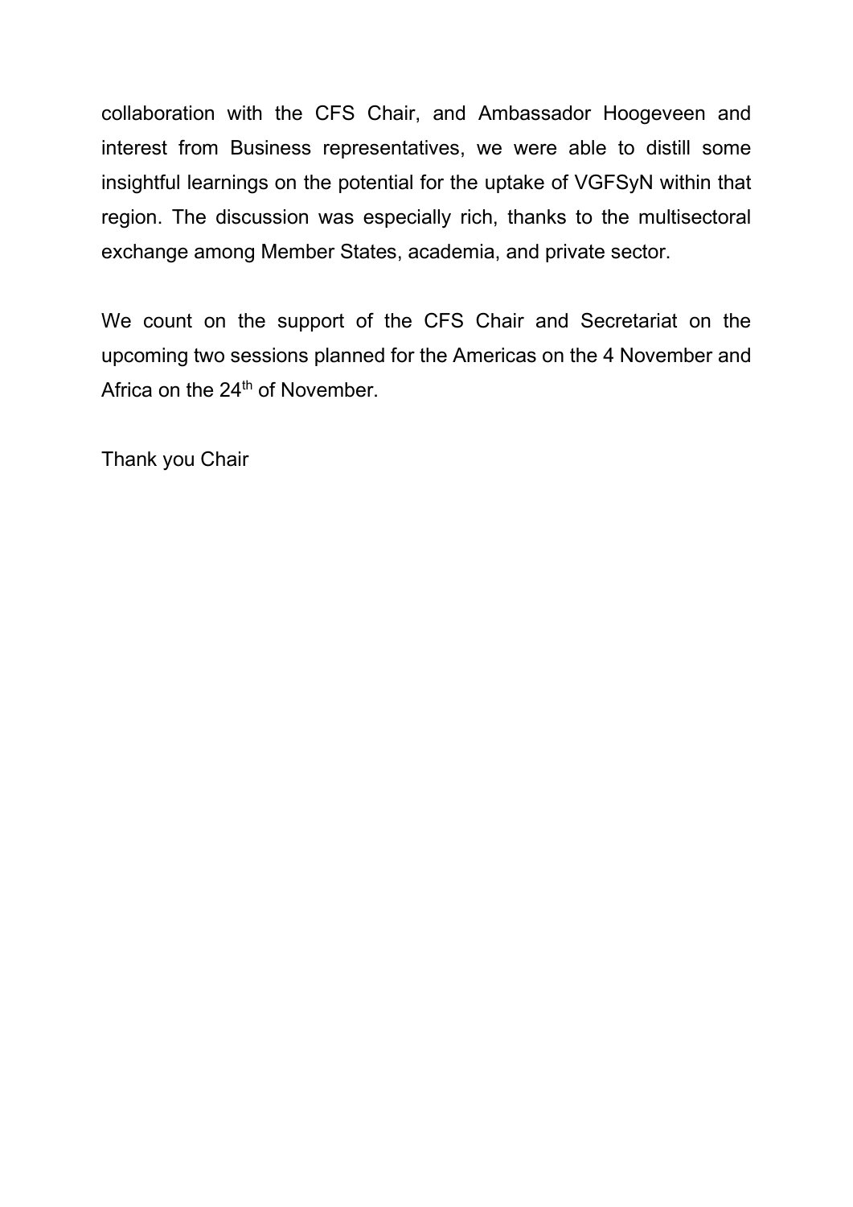collaboration with the CFS Chair, and Ambassador Hoogeveen and interest from Business representatives, we were able to distill some insightful learnings on the potential for the uptake of VGFSyN within that region. The discussion was especially rich, thanks to the multisectoral exchange among Member States, academia, and private sector.

We count on the support of the CFS Chair and Secretariat on the upcoming two sessions planned for the Americas on the 4 November and Africa on the 24th of November.

Thank you Chair